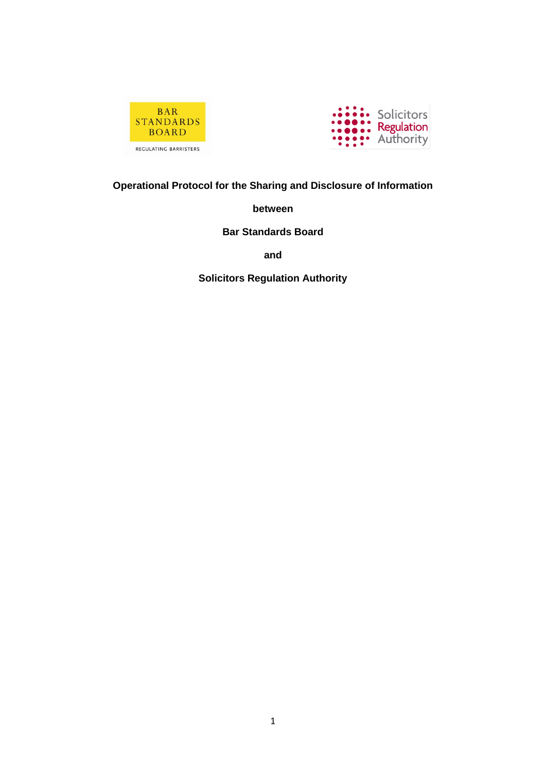**Operational Protocol for the Sharing and Disclosure of Information**

**between**

**Bar Standards Board**

**and**

**Solicitors Regulation Authority**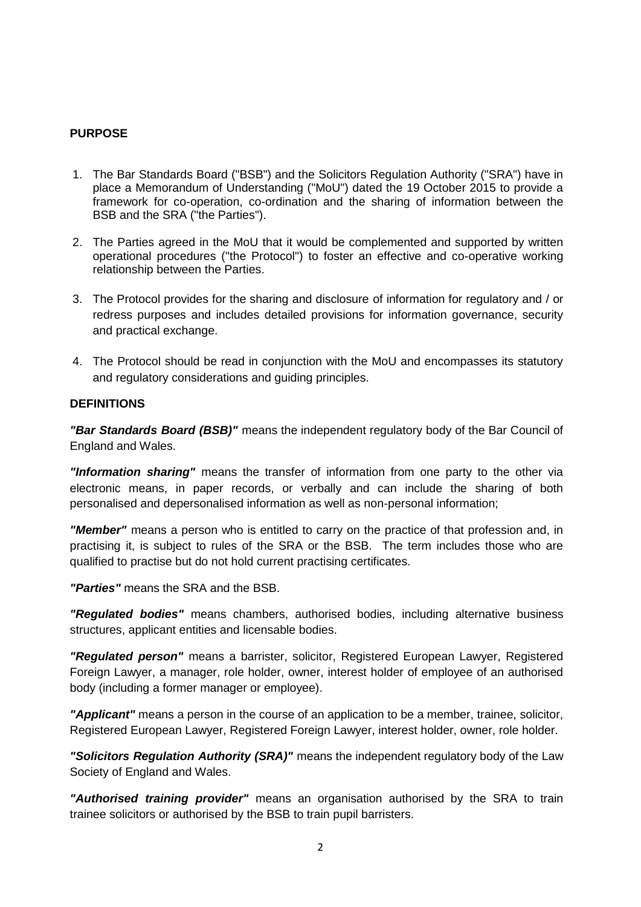## PURPOSE

1. The Bar Standards Board ("BSB") and the Solicitors Regulation Authority ("SRA") have in place a Memorandum of Understanding ("MoU") dated the 19 October 2015 to provide a framework for co-operation, co-ordination and the sharing of information between the BSB and the SRA ("the Parties").
2. The Parties agreed in the MoU that it would be complemented and supported by written operational procedures ("the Protocol") to foster an effective and co-operative working relationship between the Parties.
3. The Protocol provides for the sharing and disclosure of information for regulatory and / or redress purposes and includes detailed provisions for information governance, security and practical exchange.
4. The Protocol should be read in conjunction with the MoU and encompasses its statutory and regulatory considerations and guiding principles.

## DEFINITIONS

***"Bar Standards Board (BSB)"*** means the independent regulatory body of the Bar Council of England and Wales.

***"Information sharing"*** means the transfer of information from one party to the other via electronic means, in paper records, or verbally and can include the sharing of both personalised and depersonalised information as well as non-personal information;

***"Member"*** means a person who is entitled to carry on the practice of that profession and, in practising it, is subject to rules of the SRA or the BSB. The term includes those who are qualified to practise but do not hold current practising certificates.

***"Parties"*** means the SRA and the BSB.

***"Regulated bodies"*** means chambers, authorised bodies, including alternative business structures, applicant entities and licensable bodies.

***"Regulated person"*** means a barrister, solicitor, Registered European Lawyer, Registered Foreign Lawyer, a manager, role holder, owner, interest holder of employee of an authorised body (including a former manager or employee).

***"Applicant"*** means a person in the course of an application to be a member, trainee, solicitor, Registered European Lawyer, Registered Foreign Lawyer, interest holder, owner, role holder.

***"Solicitors Regulation Authority (SRA)"*** means the independent regulatory body of the Law Society of England and Wales.

***"Authorised training provider"*** means an organisation authorised by the SRA to train trainee solicitors or authorised by the BSB to train pupil barristers.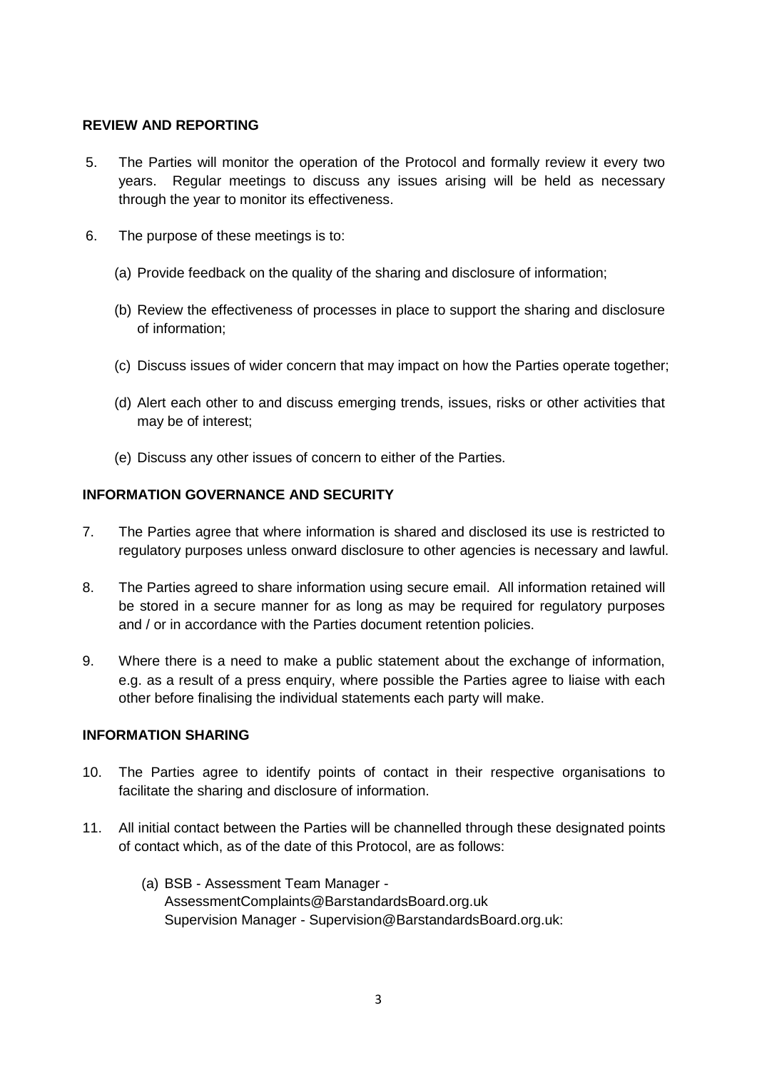## REVIEW AND REPORTING

5. The Parties will monitor the operation of the Protocol and formally review it every two years. Regular meetings to discuss any issues arising will be held as necessary through the year to monitor its effectiveness.

6. The purpose of these meetings is to:

   (a) Provide feedback on the quality of the sharing and disclosure of information;

   (b) Review the effectiveness of processes in place to support the sharing and disclosure of information;

   (c) Discuss issues of wider concern that may impact on how the Parties operate together;

   (d) Alert each other to and discuss emerging trends, issues, risks or other activities that may be of interest;

   (e) Discuss any other issues of concern to either of the Parties.

## INFORMATION GOVERNANCE AND SECURITY

7. The Parties agree that where information is shared and disclosed its use is restricted to regulatory purposes unless onward disclosure to other agencies is necessary and lawful.

8. The Parties agreed to share information using secure email. All information retained will be stored in a secure manner for as long as may be required for regulatory purposes and / or in accordance with the Parties document retention policies.

9. Where there is a need to make a public statement about the exchange of information, e.g. as a result of a press enquiry, where possible the Parties agree to liaise with each other before finalising the individual statements each party will make.

## INFORMATION SHARING

10. The Parties agree to identify points of contact in their respective organisations to facilitate the sharing and disclosure of information.

11. All initial contact between the Parties will be channelled through these designated points of contact which, as of the date of this Protocol, are as follows:

    (a) BSB - Assessment Team Manager - AssessmentComplaints@BarstandardsBoard.org.uk
    Supervision Manager - Supervision@BarstandardsBoard.org.uk: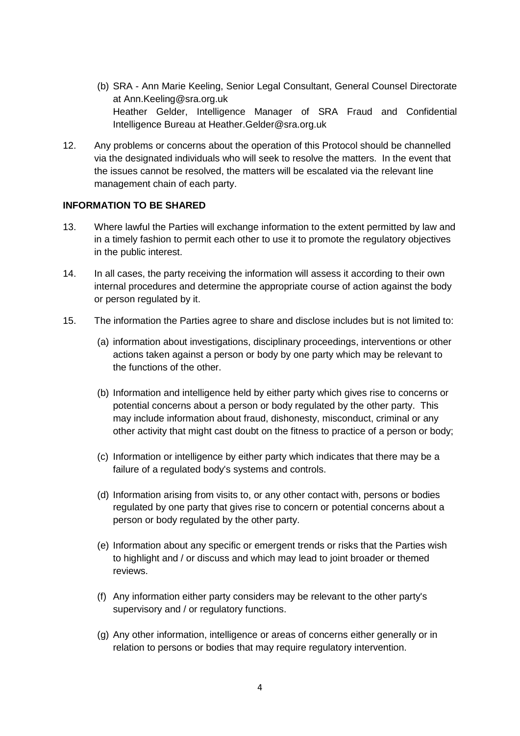(b) SRA - Ann Marie Keeling, Senior Legal Consultant, General Counsel Directorate at Ann.Keeling@sra.org.uk
    Heather Gelder, Intelligence Manager of SRA Fraud and Confidential Intelligence Bureau at Heather.Gelder@sra.org.uk

12. Any problems or concerns about the operation of this Protocol should be channelled via the designated individuals who will seek to resolve the matters. In the event that the issues cannot be resolved, the matters will be escalated via the relevant line management chain of each party.

**INFORMATION TO BE SHARED**

13. Where lawful the Parties will exchange information to the extent permitted by law and in a timely fashion to permit each other to use it to promote the regulatory objectives in the public interest.

14. In all cases, the party receiving the information will assess it according to their own internal procedures and determine the appropriate course of action against the body or person regulated by it.

15. The information the Parties agree to share and disclose includes but is not limited to:

    (a) information about investigations, disciplinary proceedings, interventions or other actions taken against a person or body by one party which may be relevant to the functions of the other.

    (b) Information and intelligence held by either party which gives rise to concerns or potential concerns about a person or body regulated by the other party. This may include information about fraud, dishonesty, misconduct, criminal or any other activity that might cast doubt on the fitness to practice of a person or body;

    (c) Information or intelligence by either party which indicates that there may be a failure of a regulated body's systems and controls.

    (d) Information arising from visits to, or any other contact with, persons or bodies regulated by one party that gives rise to concern or potential concerns about a person or body regulated by the other party.

    (e) Information about any specific or emergent trends or risks that the Parties wish to highlight and / or discuss and which may lead to joint broader or themed reviews.

    (f) Any information either party considers may be relevant to the other party's supervisory and / or regulatory functions.

    (g) Any other information, intelligence or areas of concerns either generally or in relation to persons or bodies that may require regulatory intervention.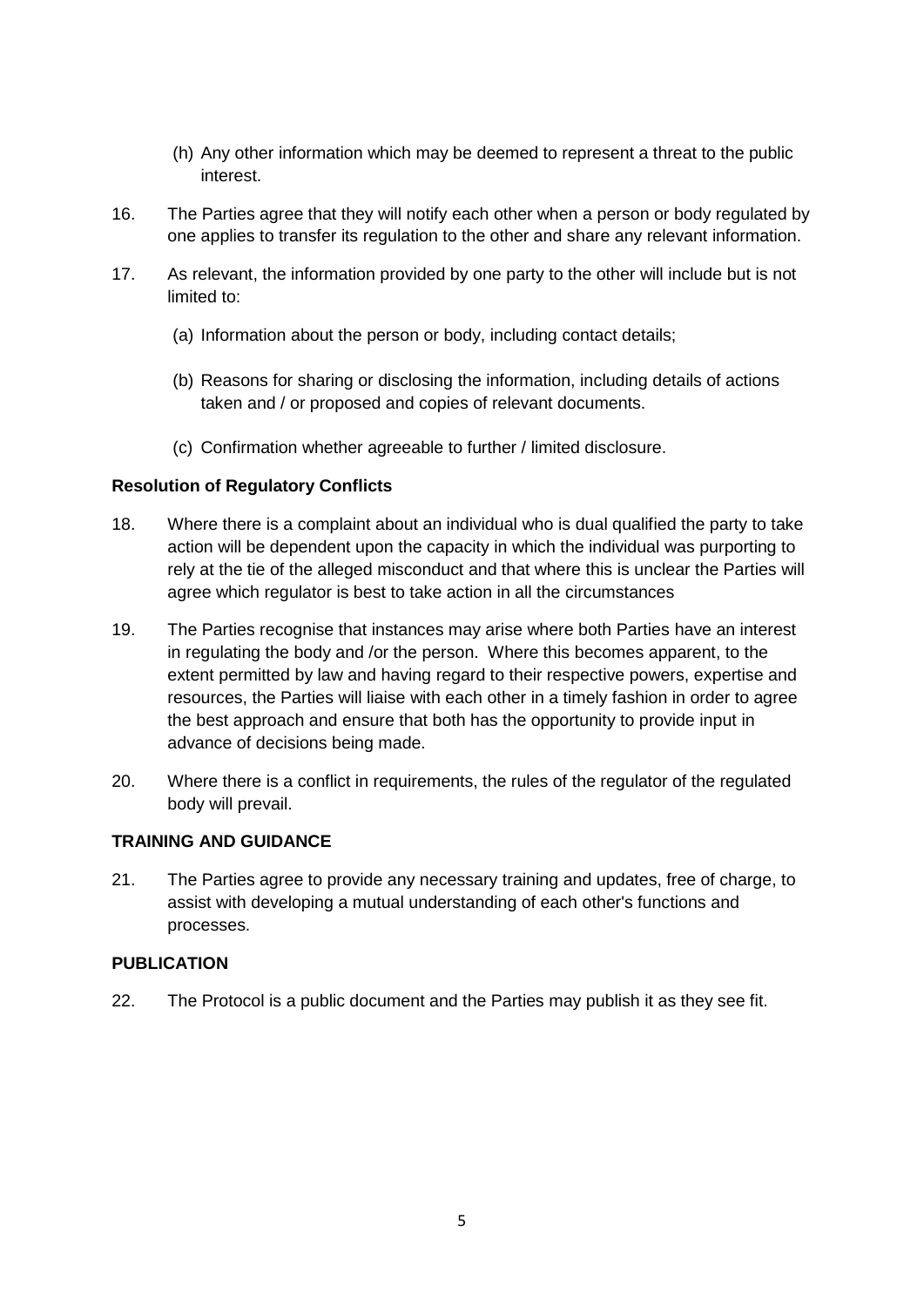(h) Any other information which may be deemed to represent a threat to the public interest.

16. The Parties agree that they will notify each other when a person or body regulated by one applies to transfer its regulation to the other and share any relevant information.

17. As relevant, the information provided by one party to the other will include but is not limited to:

(a) Information about the person or body, including contact details;

(b) Reasons for sharing or disclosing the information, including details of actions taken and / or proposed and copies of relevant documents.

(c) Confirmation whether agreeable to further / limited disclosure.

**Resolution of Regulatory Conflicts**

18. Where there is a complaint about an individual who is dual qualified the party to take action will be dependent upon the capacity in which the individual was purporting to rely at the tie of the alleged misconduct and that where this is unclear the Parties will agree which regulator is best to take action in all the circumstances

19. The Parties recognise that instances may arise where both Parties have an interest in regulating the body and /or the person. Where this becomes apparent, to the extent permitted by law and having regard to their respective powers, expertise and resources, the Parties will liaise with each other in a timely fashion in order to agree the best approach and ensure that both has the opportunity to provide input in advance of decisions being made.

20. Where there is a conflict in requirements, the rules of the regulator of the regulated body will prevail.

**TRAINING AND GUIDANCE**

21. The Parties agree to provide any necessary training and updates, free of charge, to assist with developing a mutual understanding of each other's functions and processes.

**PUBLICATION**

22. The Protocol is a public document and the Parties may publish it as they see fit.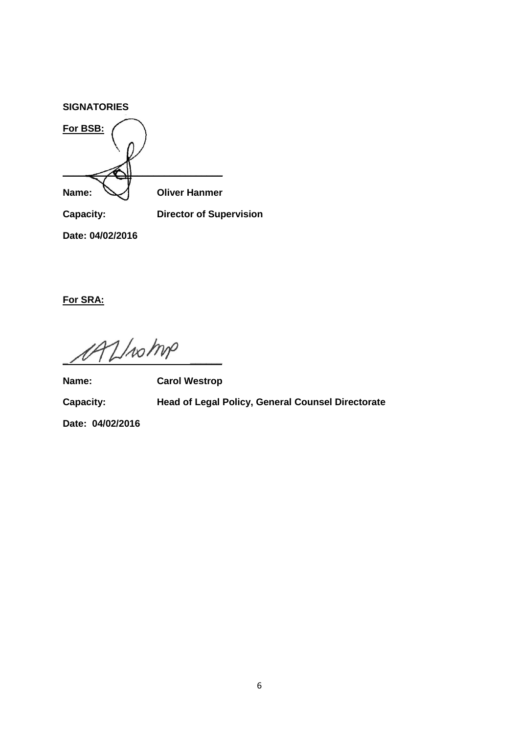**SIGNATORIES**

**For BSB:**

\_\_\_\_\_\_\_\_\_\_\_\_\_\_\_\_\_\_\_\_\_\_\_\_\_\_\_\_\_\_

**Name:** **Oliver Hanmer**

**Capacity:** **Director of Supervision**

**Date: 04/02/2016**

**For SRA:**

\_\_\_\_\_\_\_\_\_\_\_\_\_\_\_\_\_\_\_\_\_\_\_\_\_\_\_\_\_\_

**Name:** **Carol Westrop**

**Capacity:** **Head of Legal Policy, General Counsel Directorate**

**Date: 04/02/2016**